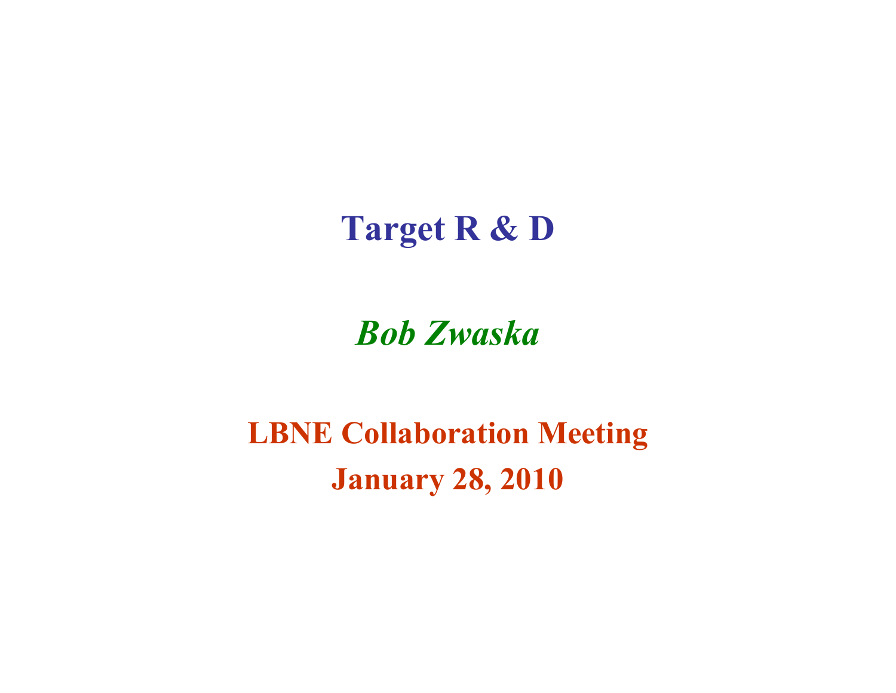# Target R & D

***Bob Zwaska***

**LBNE Collaboration Meeting**

**January 28, 2010**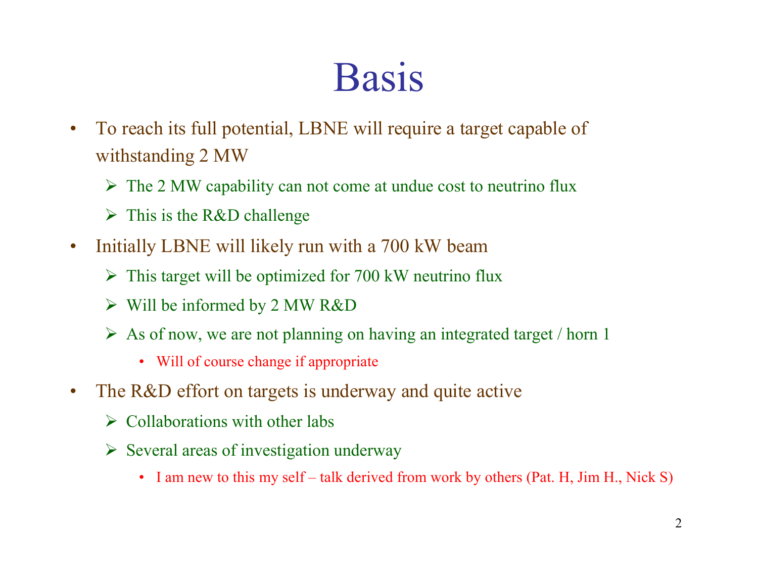# Basis

- To reach its full potential, LBNE will require a target capable of withstanding 2 MW
  - The 2 MW capability can not come at undue cost to neutrino flux
  - This is the R&D challenge
- Initially LBNE will likely run with a 700 kW beam
  - This target will be optimized for 700 kW neutrino flux
  - Will be informed by 2 MW R&D
  - As of now, we are not planning on having an integrated target / horn 1
    - Will of course change if appropriate
- The R&D effort on targets is underway and quite active
  - Collaborations with other labs
  - Several areas of investigation underway
    - I am new to this my self – talk derived from work by others (Pat. H, Jim H., Nick S)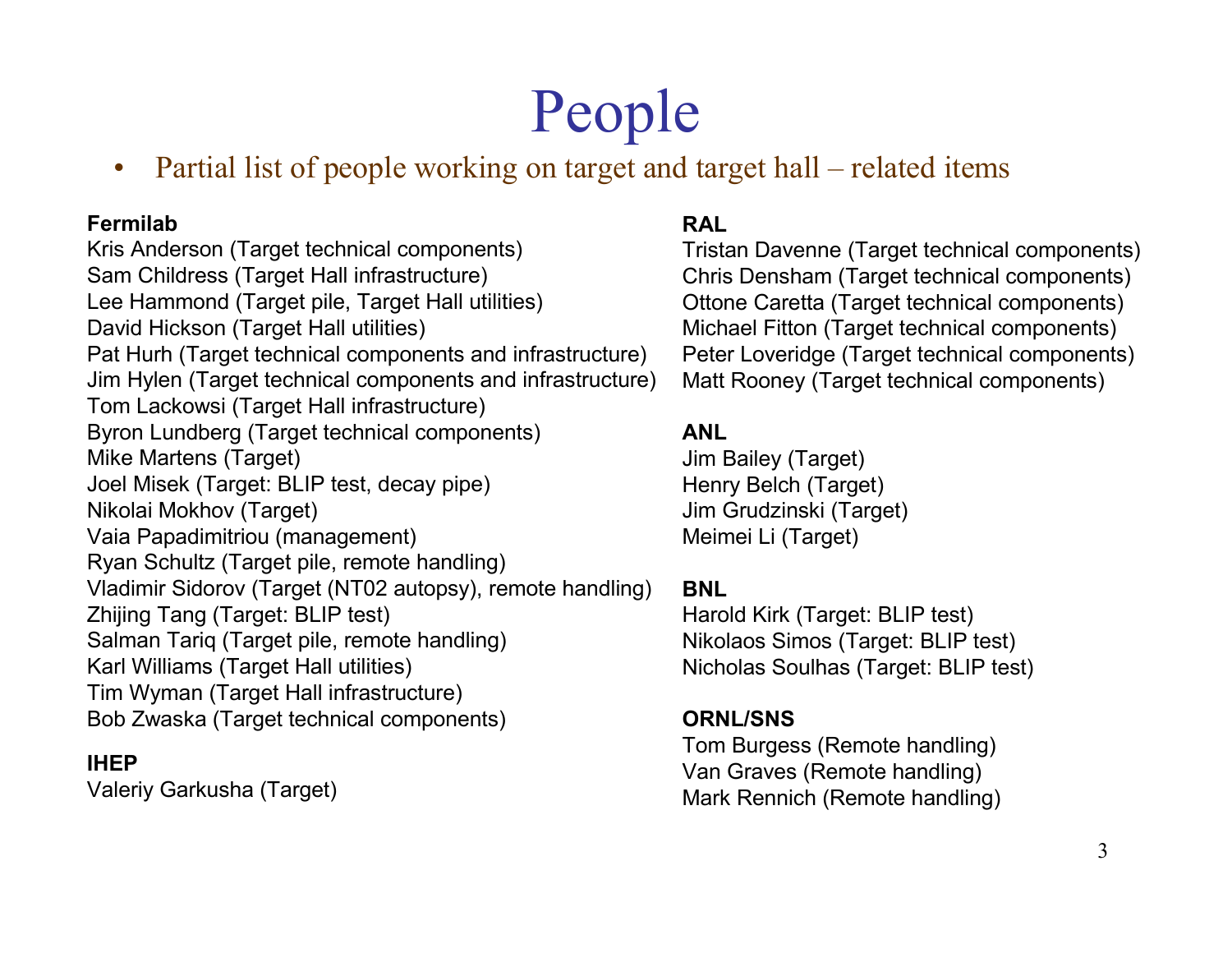# People

- Partial list of people working on target and target hall – related items

**Fermilab**
Kris Anderson (Target technical components)
Sam Childress (Target Hall infrastructure)
Lee Hammond (Target pile, Target Hall utilities)
David Hickson (Target Hall utilities)
Pat Hurh (Target technical components and infrastructure)
Jim Hylen (Target technical components and infrastructure)
Tom Lackowsi (Target Hall infrastructure)
Byron Lundberg (Target technical components)
Mike Martens (Target)
Joel Misek (Target: BLIP test, decay pipe)
Nikolai Mokhov (Target)
Vaia Papadimitriou (management)
Ryan Schultz (Target pile, remote handling)
Vladimir Sidorov (Target (NT02 autopsy), remote handling)
Zhijing Tang (Target: BLIP test)
Salman Tariq (Target pile, remote handling)
Karl Williams (Target Hall utilities)
Tim Wyman (Target Hall infrastructure)
Bob Zwaska (Target technical components)

**IHEP**
Valeriy Garkusha (Target)

**RAL**
Tristan Davenne (Target technical components)
Chris Densham (Target technical components)
Ottone Caretta (Target technical components)
Michael Fitton (Target technical components)
Peter Loveridge (Target technical components)
Matt Rooney (Target technical components)

**ANL**
Jim Bailey (Target)
Henry Belch (Target)
Jim Grudzinski (Target)
Meimei Li (Target)

**BNL**
Harold Kirk (Target: BLIP test)
Nikolaos Simos (Target: BLIP test)
Nicholas Soulhas (Target: BLIP test)

**ORNL/SNS**
Tom Burgess (Remote handling)
Van Graves (Remote handling)
Mark Rennich (Remote handling)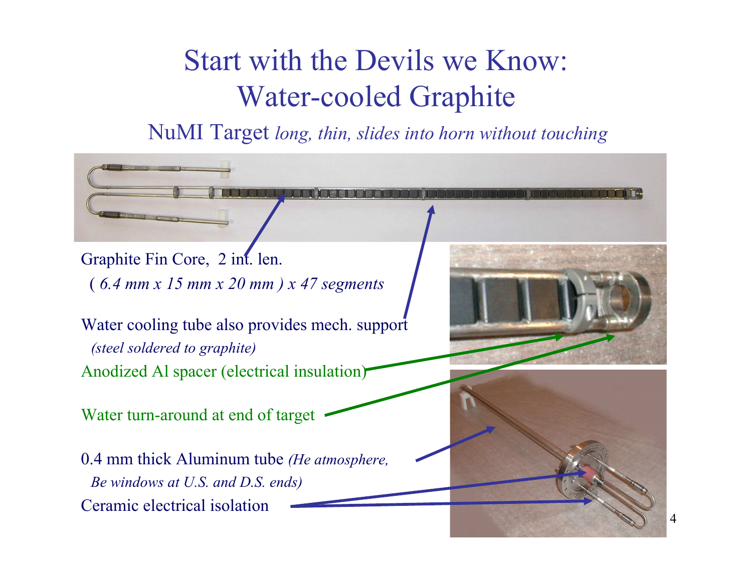# Start with the Devils we Know: Water-cooled Graphite

NuMI Target *long, thin, slides into horn without touching*

Graphite Fin Core, 2 int. len.

( *6.4 mm x 15 mm x 20 mm ) x 47 segments*

Water cooling tube also provides mech. support

*(steel soldered to graphite)*

Anodized Al spacer (electrical insulation)

Water turn-around at end of target

0.4 mm thick Aluminum tube *(He atmosphere, Be windows at U.S. and D.S. ends)*

Ceramic electrical isolation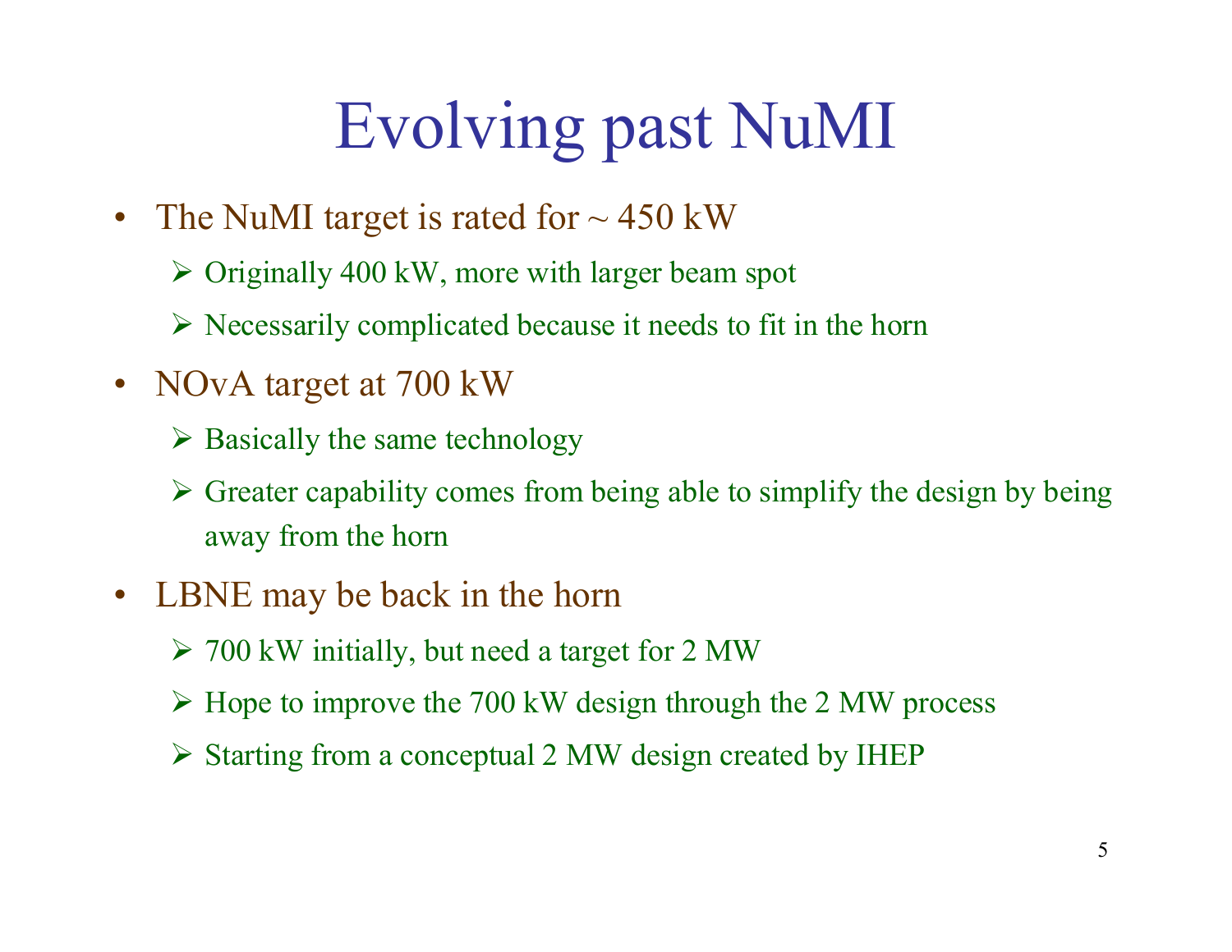# Evolving past NuMI

- The NuMI target is rated for ~ 450 kW
  - Originally 400 kW, more with larger beam spot
  - Necessarily complicated because it needs to fit in the horn
- NOvA target at 700 kW
  - Basically the same technology
  - Greater capability comes from being able to simplify the design by being away from the horn
- LBNE may be back in the horn
  - 700 kW initially, but need a target for 2 MW
  - Hope to improve the 700 kW design through the 2 MW process
  - Starting from a conceptual 2 MW design created by IHEP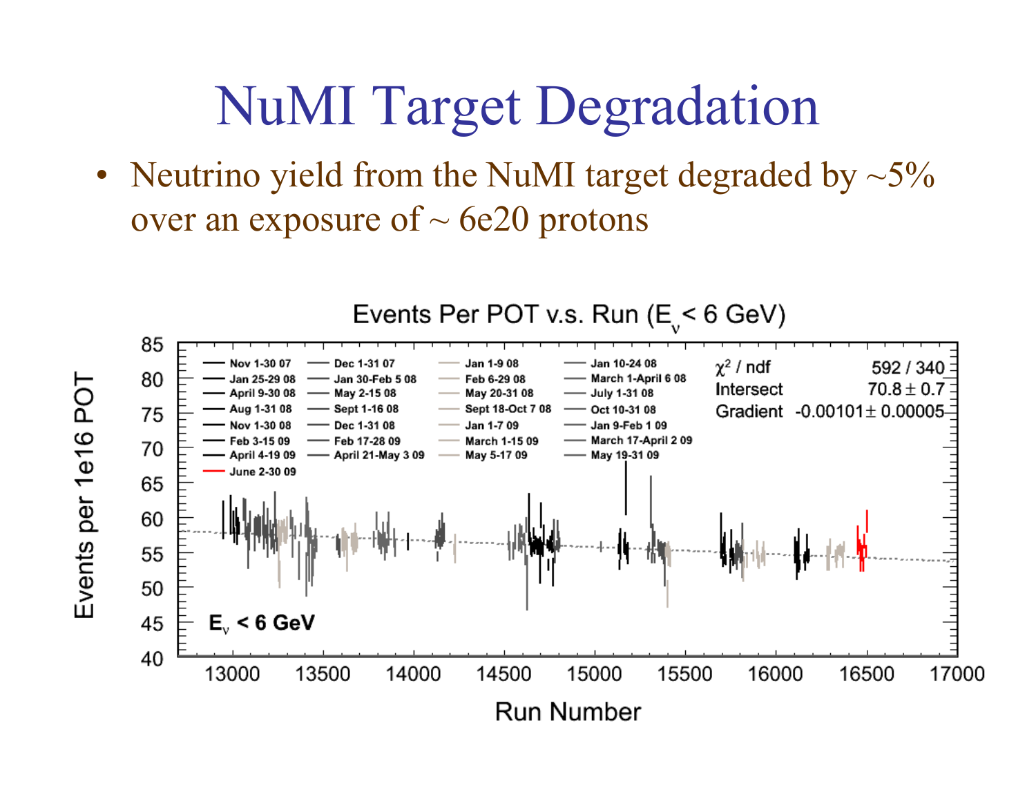# NuMI Target Degradation

- Neutrino yield from the NuMI target degraded by ~5% over an exposure of ~ 6e20 protons

Events Per POT v.s. Run ($E_\nu$ < 6 GeV)

| Legend | | | |
|---|---|---|---|
| Nov 1-30 07 | Dec 1-31 07 | Jan 1-9 08 | Jan 10-24 08 |
| Jan 25-29 08 | Jan 30-Feb 5 08 | Feb 6-29 08 | March 1-April 6 08 |
| April 9-30 08 | May 2-15 08 | May 20-31 08 | July 1-31 08 |
| Aug 1-31 08 | Sept 1-16 08 | Sept 18-Oct 7 08 | Oct 10-31 08 |
| Nov 1-30 08 | Dec 1-31 08 | Jan 1-7 09 | Jan 9-Feb 1 09 |
| Feb 3-15 09 | Feb 17-28 09 | March 1-15 09 | March 17-April 2 09 |
| April 4-19 09 | April 21-May 3 09 | May 5-17 09 | May 19-31 09 |
| June 2-30 09 | | | |

| | |
|---|---|
| $\chi^2$ / ndf | 592 / 340 |
| Intersect | 70.8 ± 0.7 |
| Gradient | -0.00101 ± 0.00005 |

$E_\nu$ < 6 GeV

Events per 1e16 POT vs. Run Number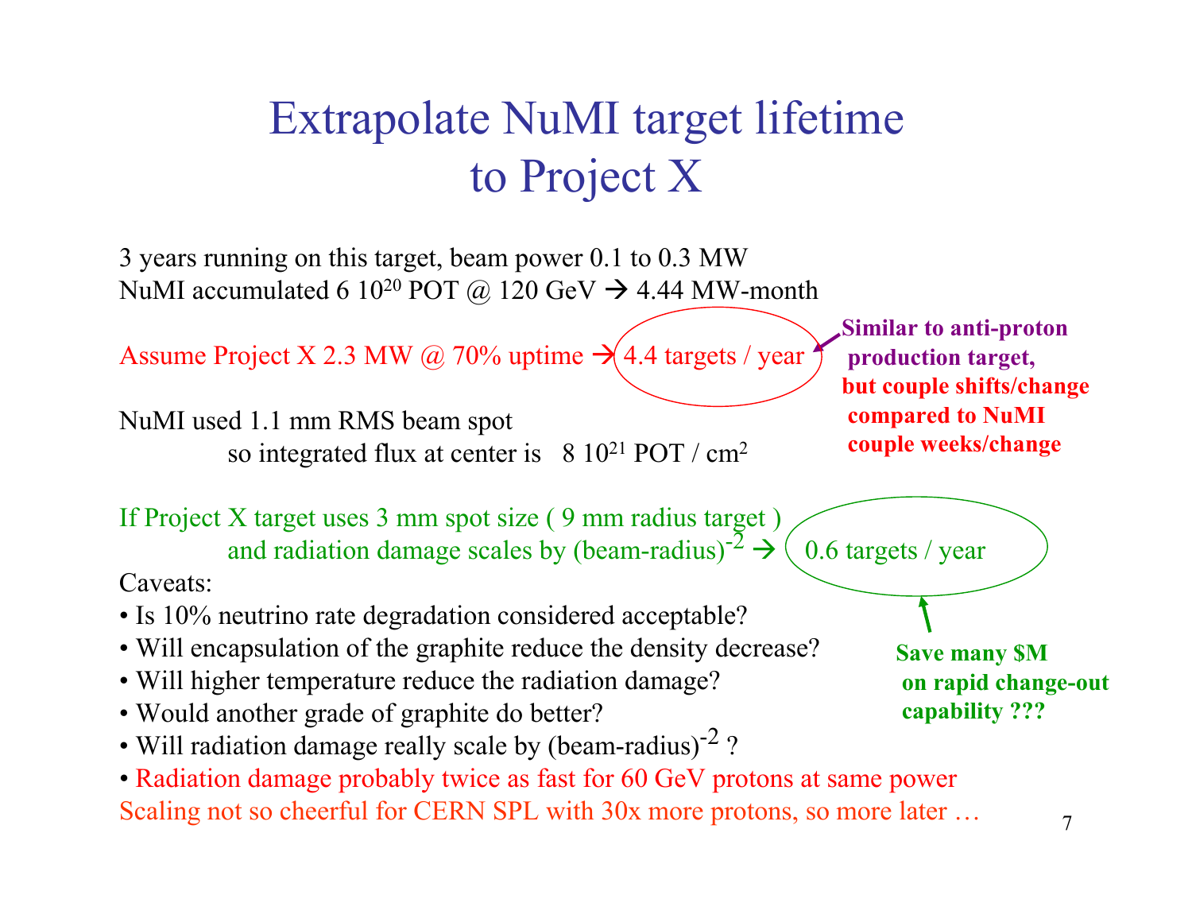# Extrapolate NuMI target lifetime to Project X

3 years running on this target, beam power 0.1 to 0.3 MW
NuMI accumulated 6 $10^{20}$ POT @ 120 GeV → 4.44 MW-month

Assume Project X 2.3 MW @ 70% uptime → 4.4 targets / year

**Similar to anti-proton production target, but couple shifts/change compared to NuMI couple weeks/change**

NuMI used 1.1 mm RMS beam spot
so integrated flux at center is 8 $10^{21}$ POT / $cm^2$

If Project X target uses 3 mm spot size ( 9 mm radius target )
and radiation damage scales by $(\text{beam-radius})^{-2}$ → 0.6 targets / year

**Save many $M on rapid change-out capability ???**

Caveats:

- Is 10% neutrino rate degradation considered acceptable?
- Will encapsulation of the graphite reduce the density decrease?
- Will higher temperature reduce the radiation damage?
- Would another grade of graphite do better?
- Will radiation damage really scale by $(\text{beam-radius})^{-2}$ ?
- Radiation damage probably twice as fast for 60 GeV protons at same power

Scaling not so cheerful for CERN SPL with 30x more protons, so more later …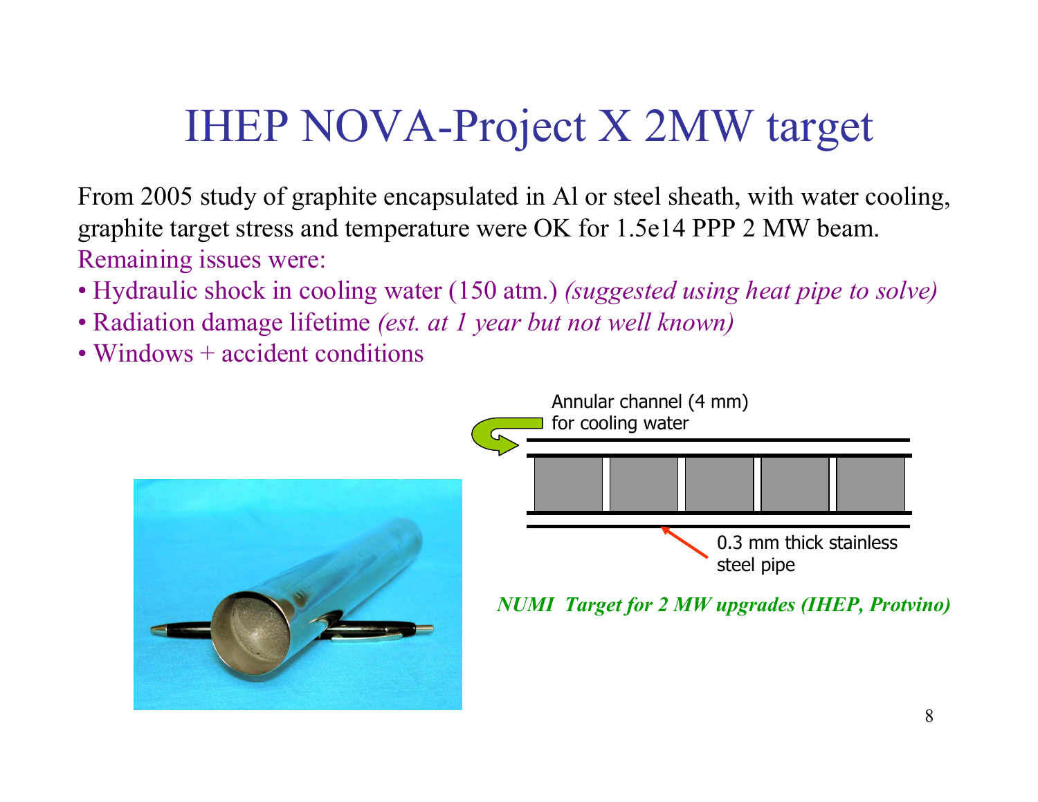# IHEP NOVA-Project X 2MW target

From 2005 study of graphite encapsulated in Al or steel sheath, with water cooling, graphite target stress and temperature were OK for 1.5e14 PPP 2 MW beam.

Remaining issues were:

- Hydraulic shock in cooling water (150 atm.) *(suggested using heat pipe to solve)*
- Radiation damage lifetime *(est. at 1 year but not well known)*
- Windows + accident conditions

Annular channel (4 mm) for cooling water

0.3 mm thick stainless steel pipe

***NUMI Target for 2 MW upgrades (IHEP, Protvino)***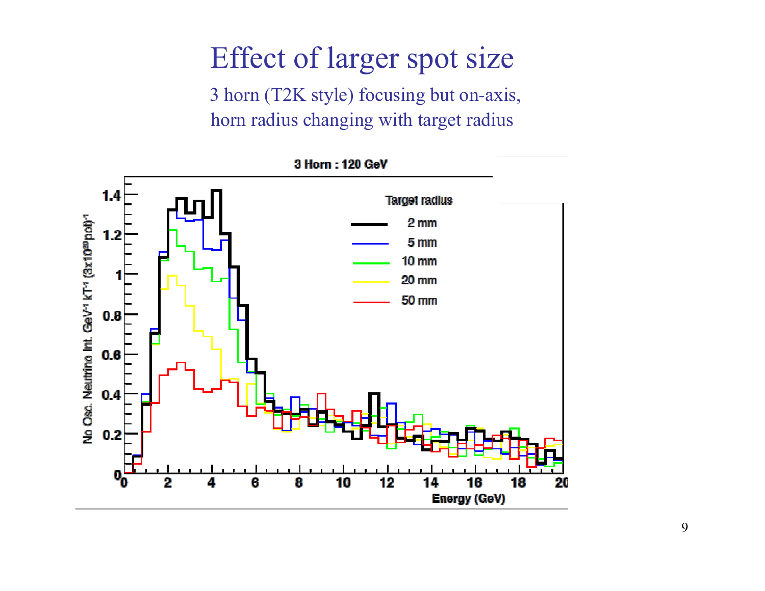# Effect of larger spot size

3 horn (T2K style) focusing but on-axis, horn radius changing with target radius

3 Horn : 120 GeV

Target radius

- 2 mm
- 5 mm
- 10 mm
- 20 mm
- 50 mm

No Osc. Neutrino Int. GeV$^{-1}$ kT$^{-1}$ (3x10$^{20}$pot)$^{-1}$

Energy (GeV)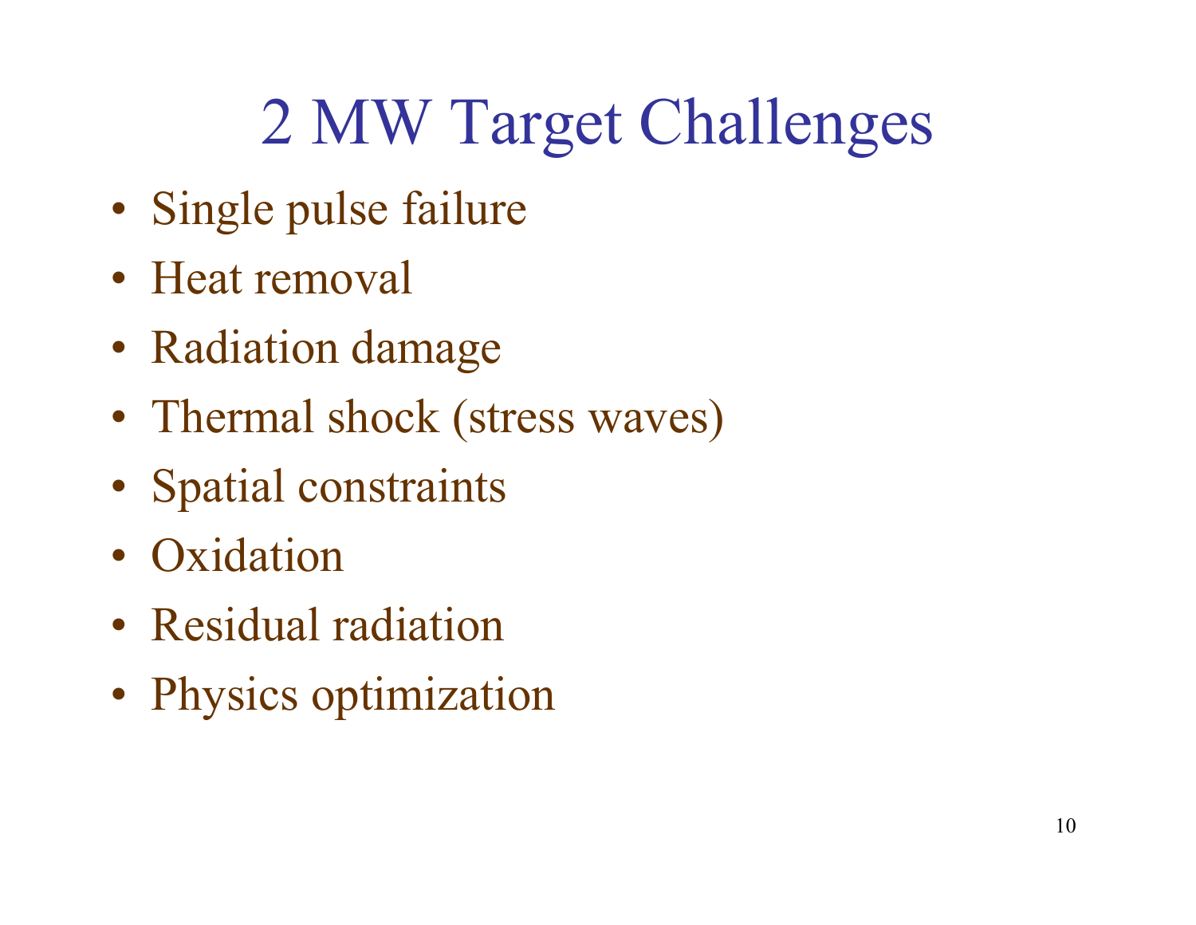# 2 MW Target Challenges

- Single pulse failure
- Heat removal
- Radiation damage
- Thermal shock (stress waves)
- Spatial constraints
- Oxidation
- Residual radiation
- Physics optimization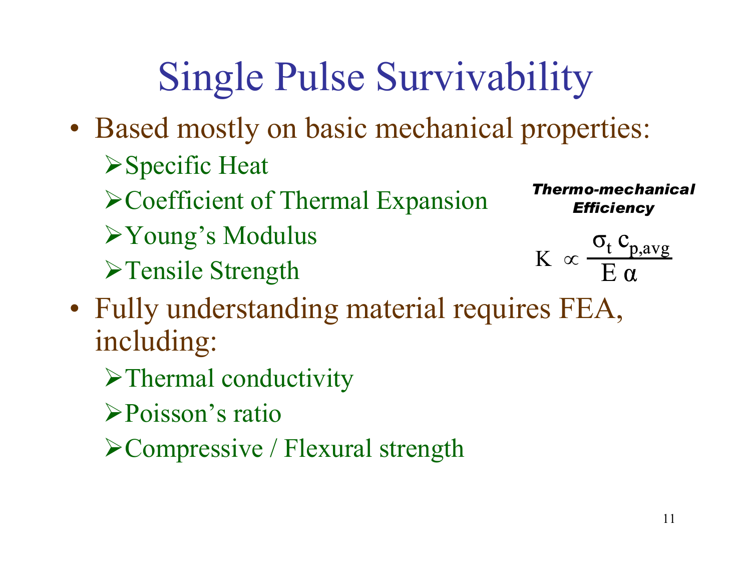# Single Pulse Survivability

- Based mostly on basic mechanical properties:
  - Specific Heat
  - Coefficient of Thermal Expansion
  - Young's Modulus
  - Tensile Strength

***Thermo-mechanical Efficiency***

$$K \propto \frac{\sigma_t \, c_{p,avg}}{E \, \alpha}$$

- Fully understanding material requires FEA, including:
  - Thermal conductivity
  - Poisson's ratio
  - Compressive / Flexural strength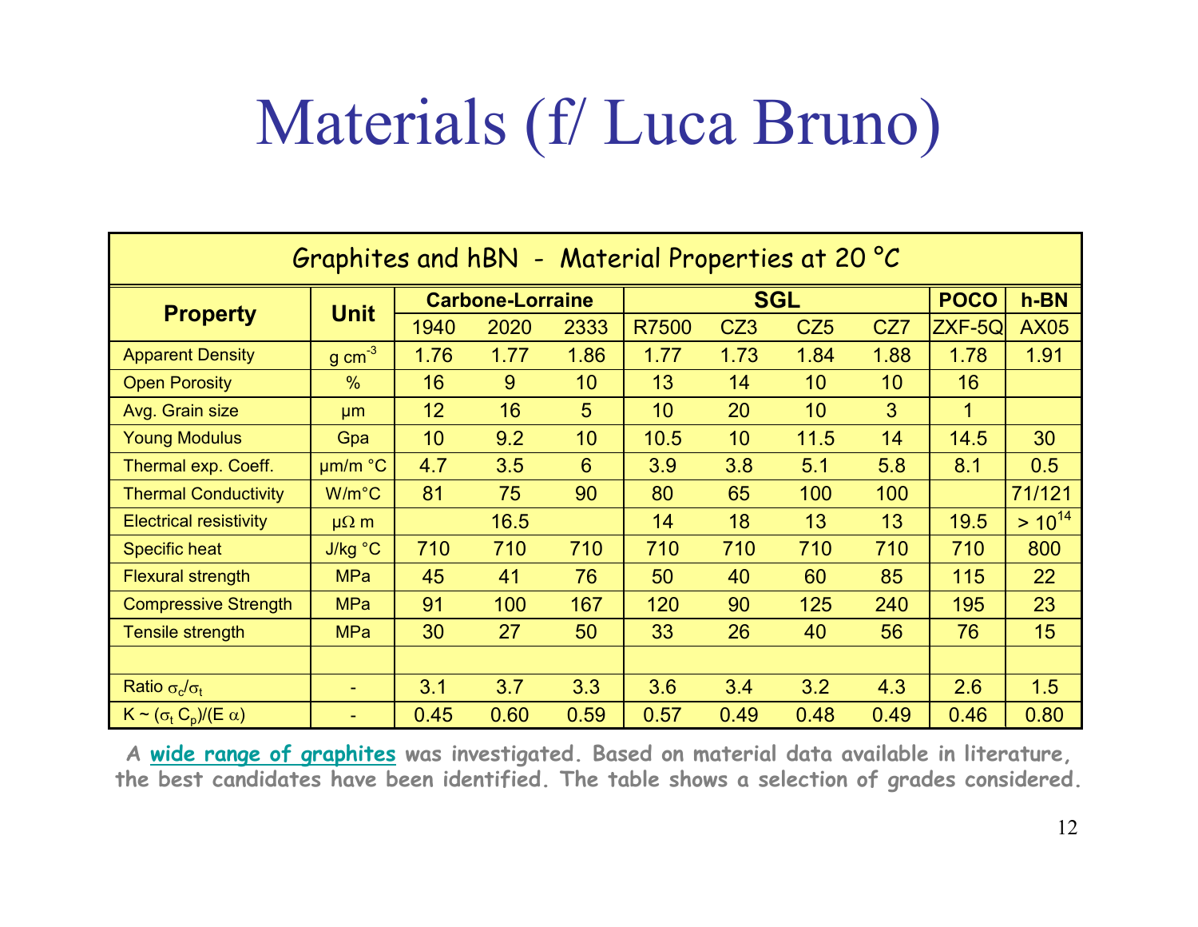# Materials (f/ Luca Bruno)

| Graphites and hBN - Material Properties at 20 °C | | | | | | | | | | |
|---|---|---|---|---|---|---|---|---|---|---|
| **Property** | **Unit** | **Carbone-Lorraine** | | | **SGL** | | | | **POCO** | **h-BN** |
| | | 1940 | 2020 | 2333 | R7500 | CZ3 | CZ5 | CZ7 | ZXF-5Q | AX05 |
| Apparent Density | g $cm^{-3}$ | 1.76 | 1.77 | 1.86 | 1.77 | 1.73 | 1.84 | 1.88 | 1.78 | 1.91 |
| Open Porosity | % | 16 | 9 | 10 | 13 | 14 | 10 | 10 | 16 | |
| Avg. Grain size | μm | 12 | 16 | 5 | 10 | 20 | 10 | 3 | 1 | |
| Young Modulus | Gpa | 10 | 9.2 | 10 | 10.5 | 10 | 11.5 | 14 | 14.5 | 30 |
| Thermal exp. Coeff. | μm/m °C | 4.7 | 3.5 | 6 | 3.9 | 3.8 | 5.1 | 5.8 | 8.1 | 0.5 |
| Thermal Conductivity | W/m°C | 81 | 75 | 90 | 80 | 65 | 100 | 100 | | 71/121 |
| Electrical resistivity | μΩ m | | 16.5 | | 14 | 18 | 13 | 13 | 19.5 | > $10^{14}$ |
| Specific heat | J/kg °C | 710 | 710 | 710 | 710 | 710 | 710 | 710 | 710 | 800 |
| Flexural strength | MPa | 45 | 41 | 76 | 50 | 40 | 60 | 85 | 115 | 22 |
| Compressive Strength | MPa | 91 | 100 | 167 | 120 | 90 | 125 | 240 | 195 | 23 |
| Tensile strength | MPa | 30 | 27 | 50 | 33 | 26 | 40 | 56 | 76 | 15 |
| | | | | | | | | | | |
| Ratio $\sigma_c/\sigma_t$ | - | 3.1 | 3.7 | 3.3 | 3.6 | 3.4 | 3.2 | 4.3 | 2.6 | 1.5 |
| K ~ $(\sigma_t C_p)/(E\,\alpha)$ | - | 0.45 | 0.60 | 0.59 | 0.57 | 0.49 | 0.48 | 0.49 | 0.46 | 0.80 |

**A wide range of graphites was investigated. Based on material data available in literature, the best candidates have been identified. The table shows a selection of grades considered.**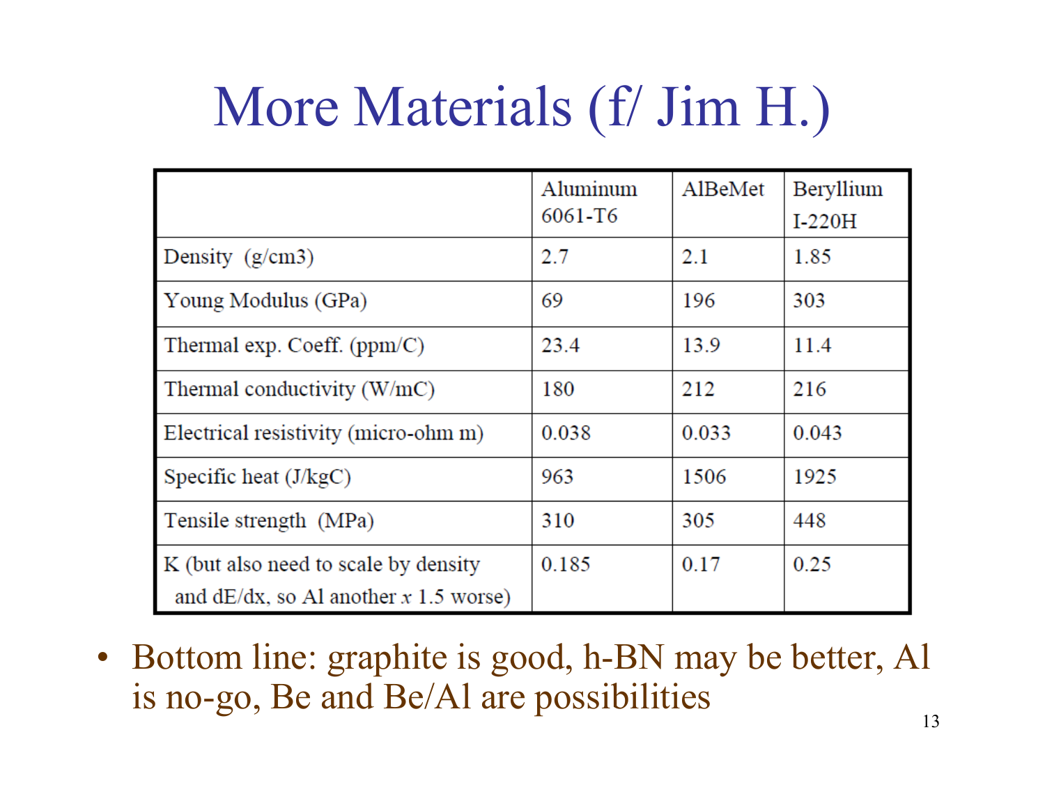# More Materials (f/ Jim H.)

| | Aluminum 6061-T6 | AlBeMet | Beryllium I-220H |
|---|---|---|---|
| Density (g/cm3) | 2.7 | 2.1 | 1.85 |
| Young Modulus (GPa) | 69 | 196 | 303 |
| Thermal exp. Coeff. (ppm/C) | 23.4 | 13.9 | 11.4 |
| Thermal conductivity (W/mC) | 180 | 212 | 216 |
| Electrical resistivity (micro-ohm m) | 0.038 | 0.033 | 0.043 |
| Specific heat (J/kgC) | 963 | 1506 | 1925 |
| Tensile strength (MPa) | 310 | 305 | 448 |
| K (but also need to scale by density and dE/dx, so Al another $x$ 1.5 worse) | 0.185 | 0.17 | 0.25 |

- Bottom line: graphite is good, h-BN may be better, Al is no-go, Be and Be/Al are possibilities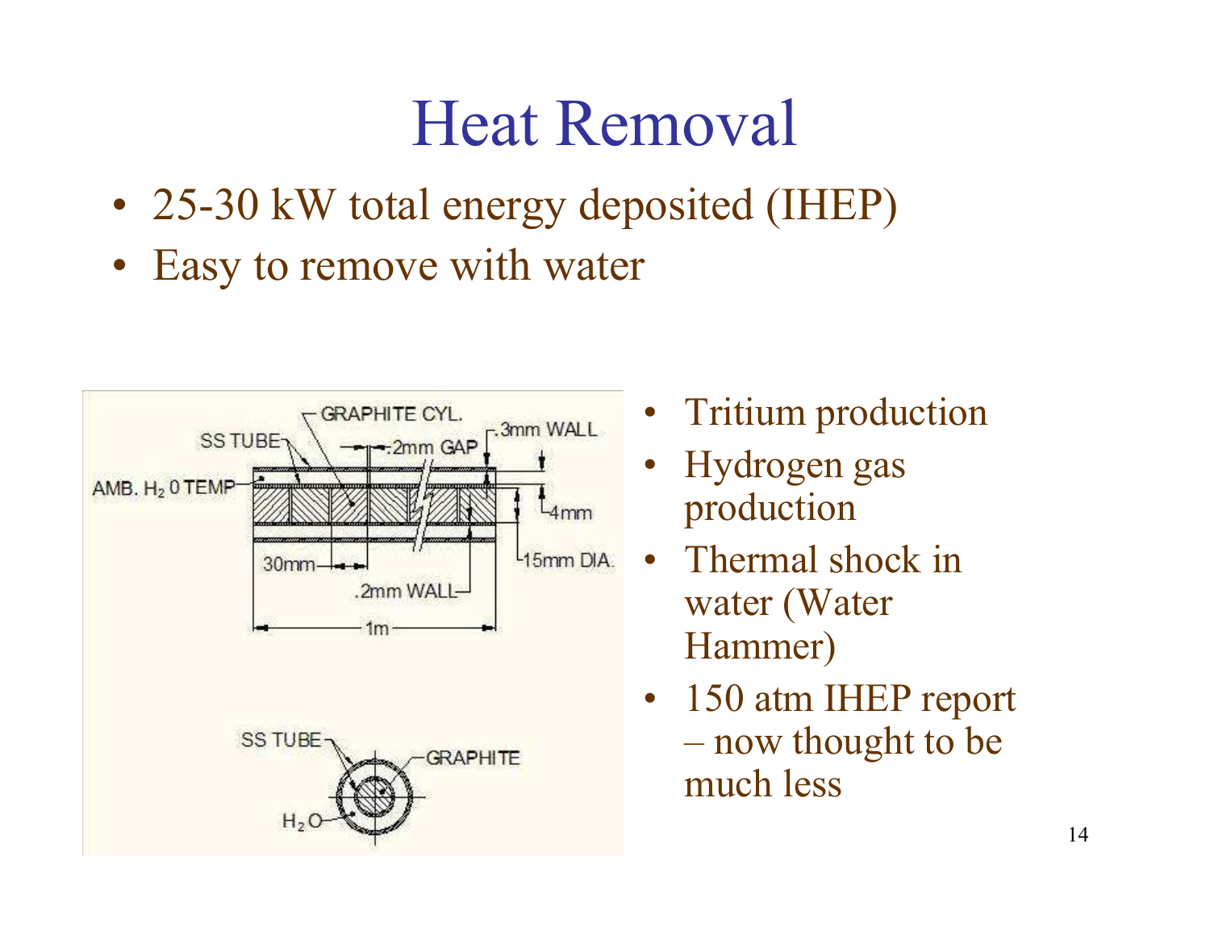# Heat Removal

- 25-30 kW total energy deposited (IHEP)
- Easy to remove with water

- Tritium production
- Hydrogen gas production
- Thermal shock in water (Water Hammer)
- 150 atm IHEP report – now thought to be much less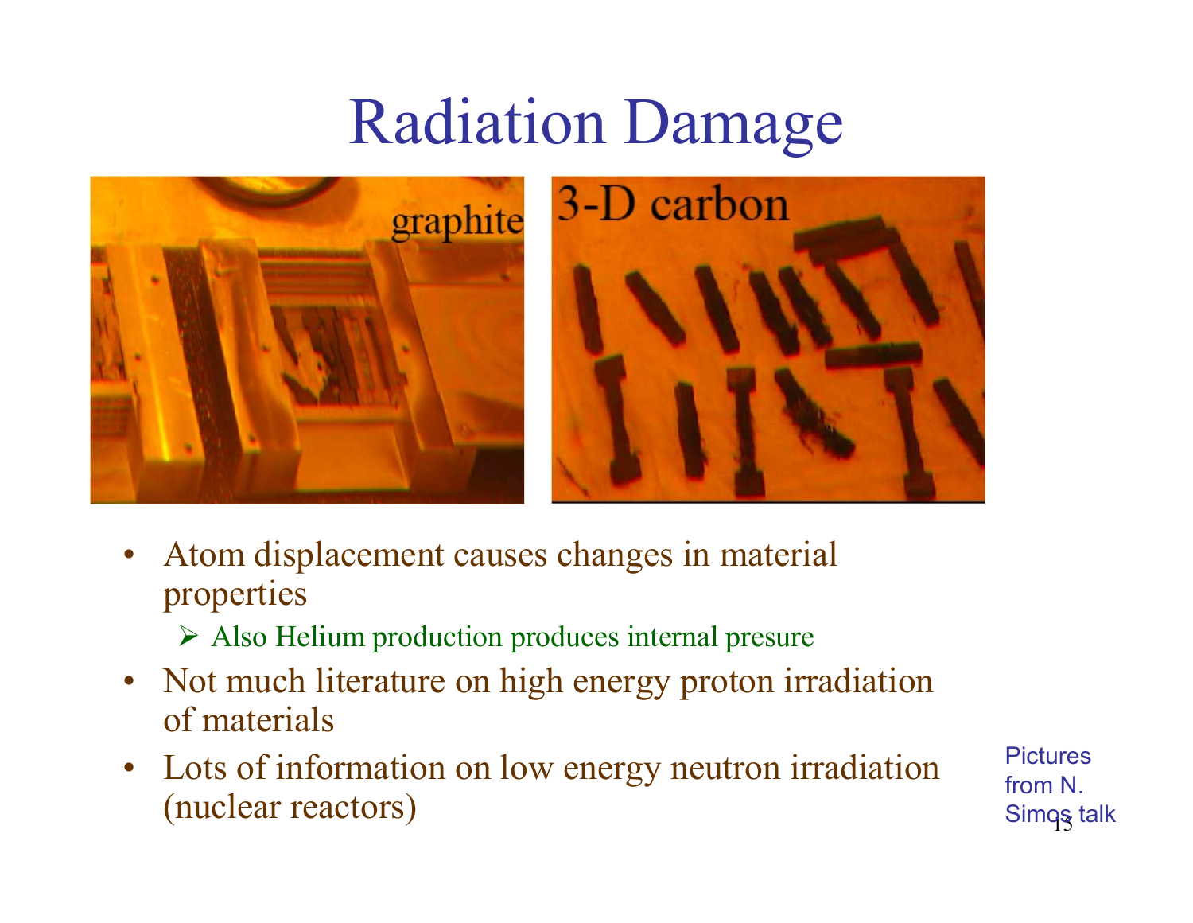# Radiation Damage

- Atom displacement causes changes in material properties
  - Also Helium production produces internal presure
- Not much literature on high energy proton irradiation of materials
- Lots of information on low energy neutron irradiation (nuclear reactors)

Pictures from N. Simos talk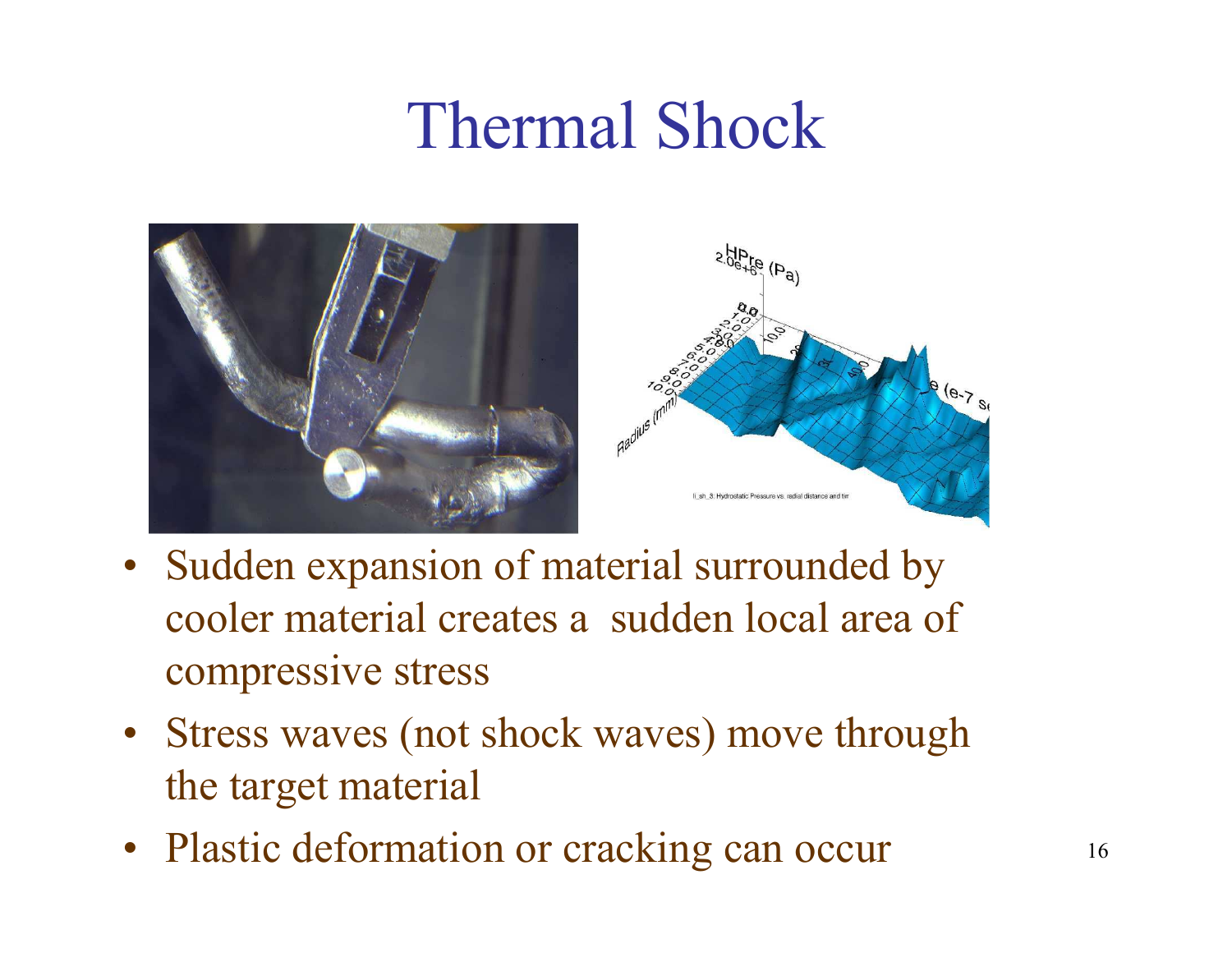# Thermal Shock

- Sudden expansion of material surrounded by cooler material creates a sudden local area of compressive stress
- Stress waves (not shock waves) move through the target material
- Plastic deformation or cracking can occur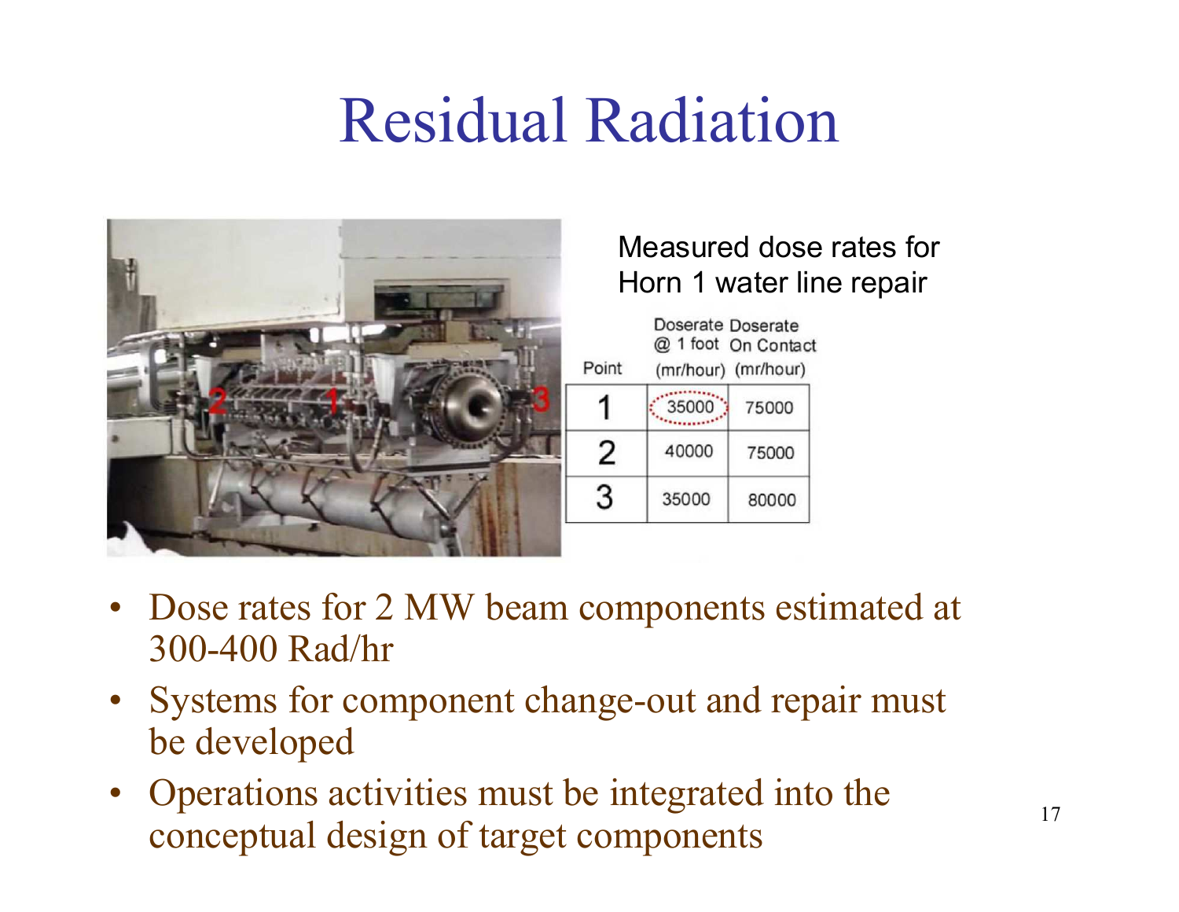# Residual Radiation

Measured dose rates for Horn 1 water line repair

| Point | Doserate @ 1 foot (mr/hour) | Doserate On Contact (mr/hour) |
|---|---|---|
| 1 | 35000 | 75000 |
| 2 | 40000 | 75000 |
| 3 | 35000 | 80000 |

- Dose rates for 2 MW beam components estimated at 300-400 Rad/hr
- Systems for component change-out and repair must be developed
- Operations activities must be integrated into the conceptual design of target components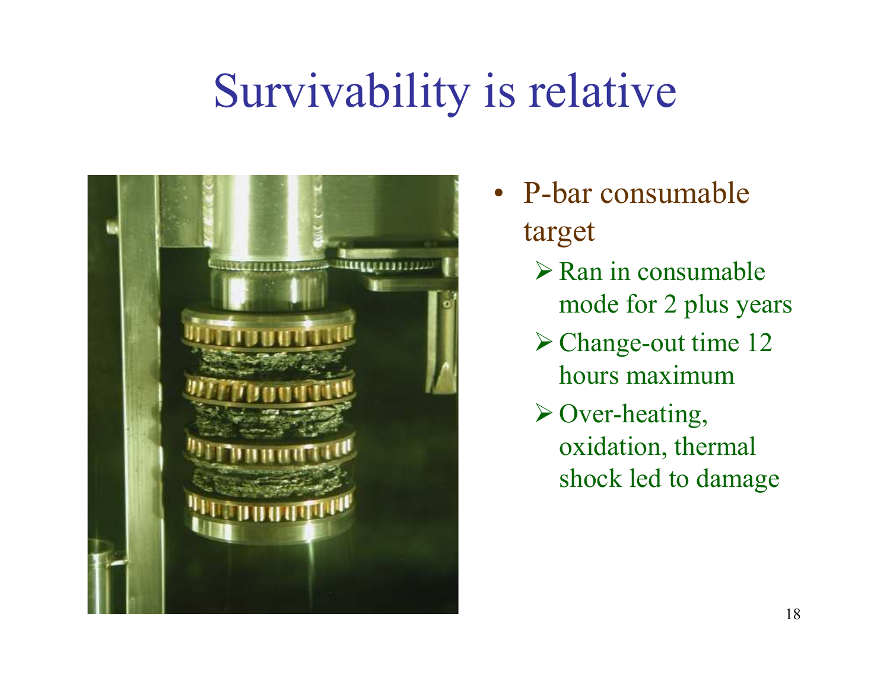# Survivability is relative

- P-bar consumable target
  - Ran in consumable mode for 2 plus years
  - Change-out time 12 hours maximum
  - Over-heating, oxidation, thermal shock led to damage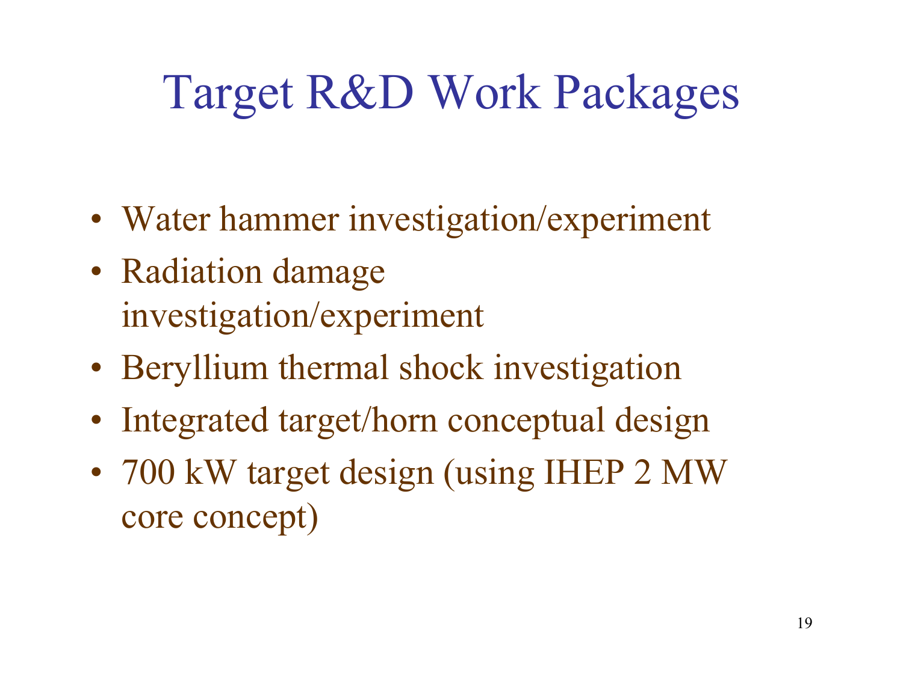# Target R&D Work Packages

- Water hammer investigation/experiment
- Radiation damage investigation/experiment
- Beryllium thermal shock investigation
- Integrated target/horn conceptual design
- 700 kW target design (using IHEP 2 MW core concept)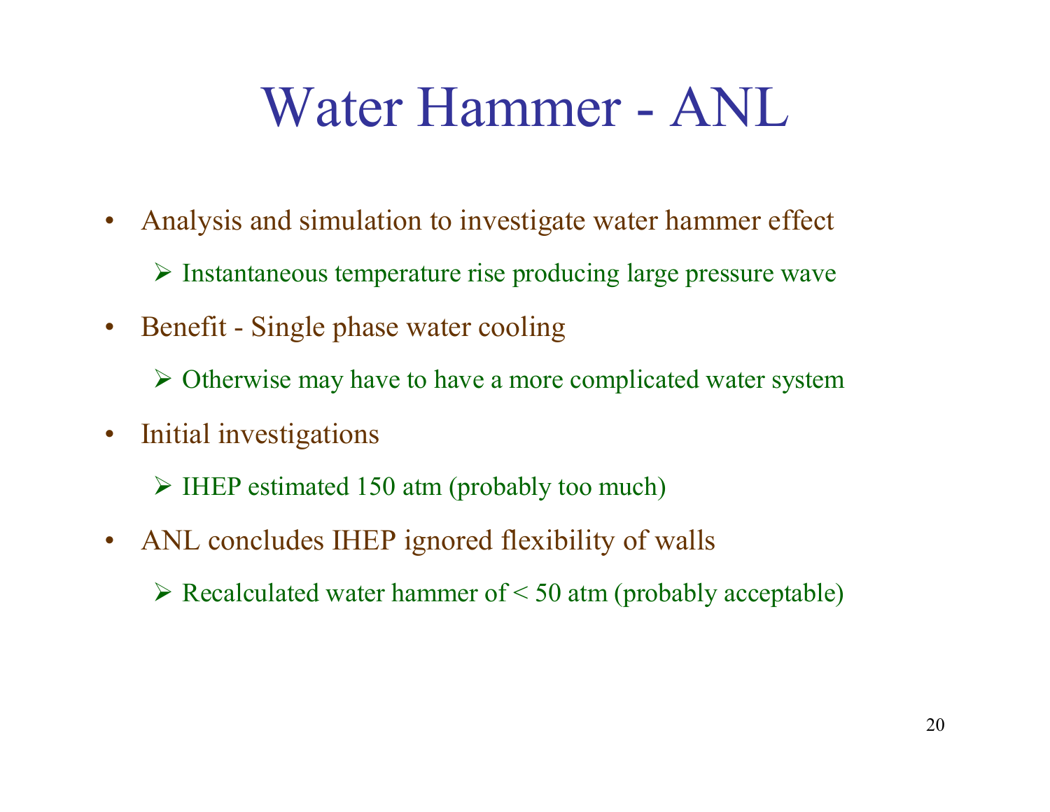# Water Hammer - ANL

- Analysis and simulation to investigate water hammer effect
  - Instantaneous temperature rise producing large pressure wave
- Benefit - Single phase water cooling
  - Otherwise may have to have a more complicated water system
- Initial investigations
  - IHEP estimated 150 atm (probably too much)
- ANL concludes IHEP ignored flexibility of walls
  - Recalculated water hammer of < 50 atm (probably acceptable)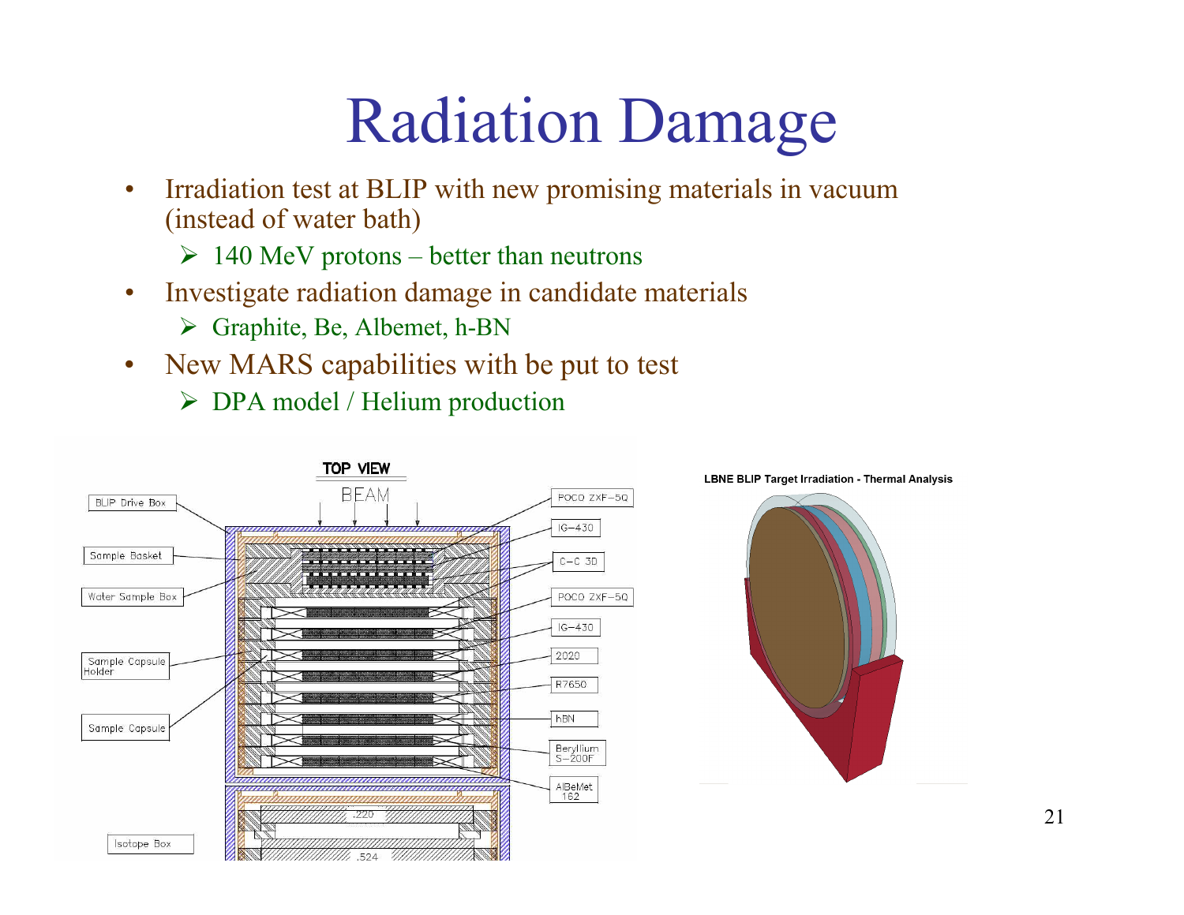# Radiation Damage

- Irradiation test at BLIP with new promising materials in vacuum (instead of water bath)
  - 140 MeV protons – better than neutrons
- Investigate radiation damage in candidate materials
  - Graphite, Be, Albemet, h-BN
- New MARS capabilities with be put to test
  - DPA model / Helium production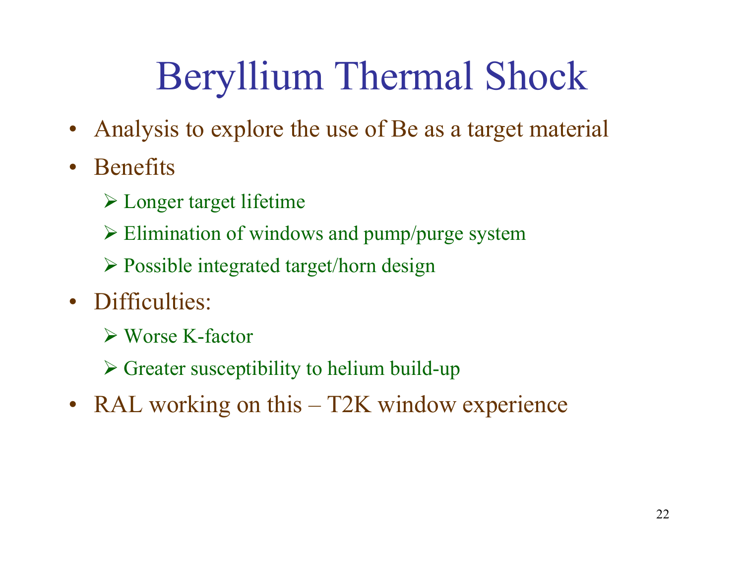# Beryllium Thermal Shock

- Analysis to explore the use of Be as a target material
- Benefits
  - Longer target lifetime
  - Elimination of windows and pump/purge system
  - Possible integrated target/horn design
- Difficulties:
  - Worse K-factor
  - Greater susceptibility to helium build-up
- RAL working on this – T2K window experience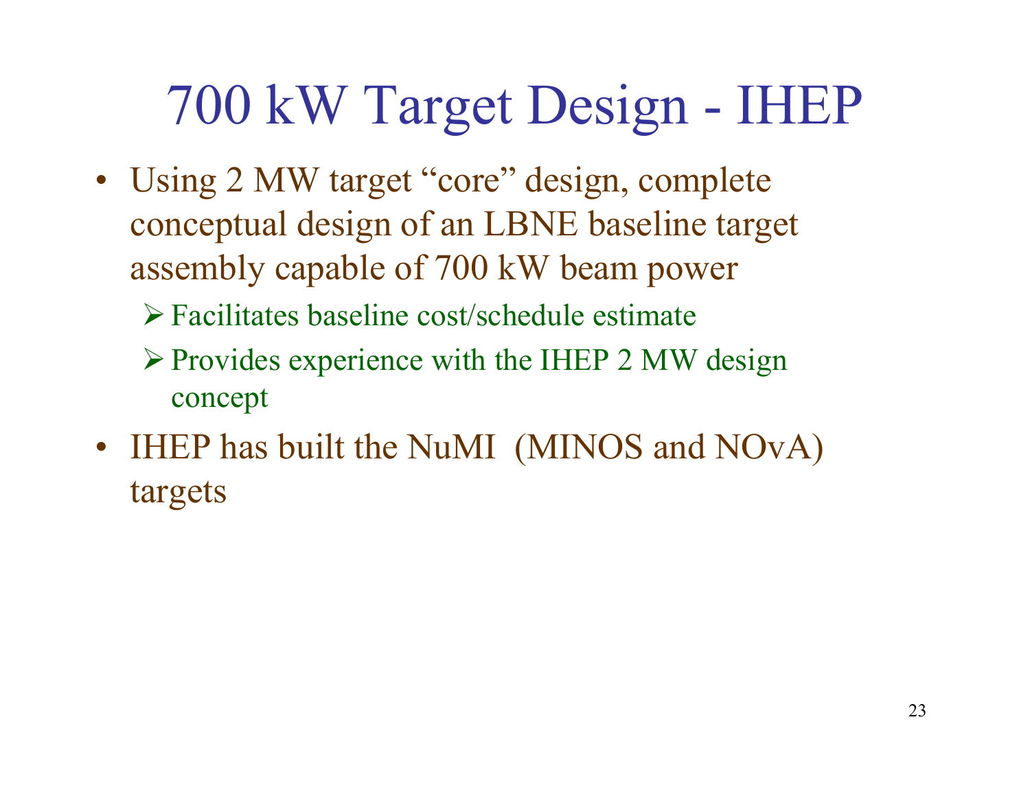# 700 kW Target Design - IHEP

- Using 2 MW target “core” design, complete conceptual design of an LBNE baseline target assembly capable of 700 kW beam power
  - Facilitates baseline cost/schedule estimate
  - Provides experience with the IHEP 2 MW design concept
- IHEP has built the NuMI (MINOS and NOvA) targets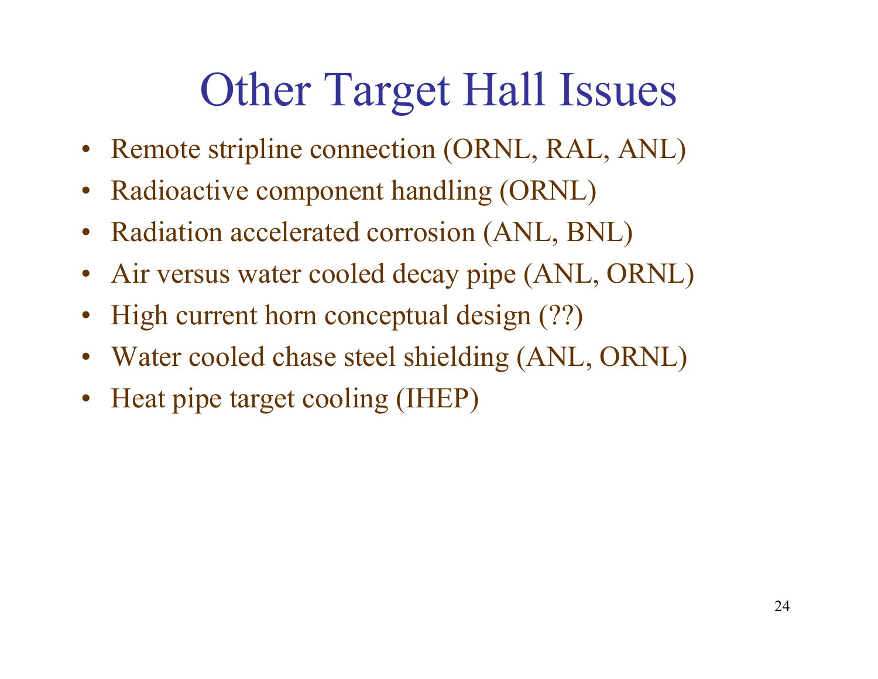# Other Target Hall Issues

- Remote stripline connection (ORNL, RAL, ANL)
- Radioactive component handling (ORNL)
- Radiation accelerated corrosion (ANL, BNL)
- Air versus water cooled decay pipe (ANL, ORNL)
- High current horn conceptual design (??)
- Water cooled chase steel shielding (ANL, ORNL)
- Heat pipe target cooling (IHEP)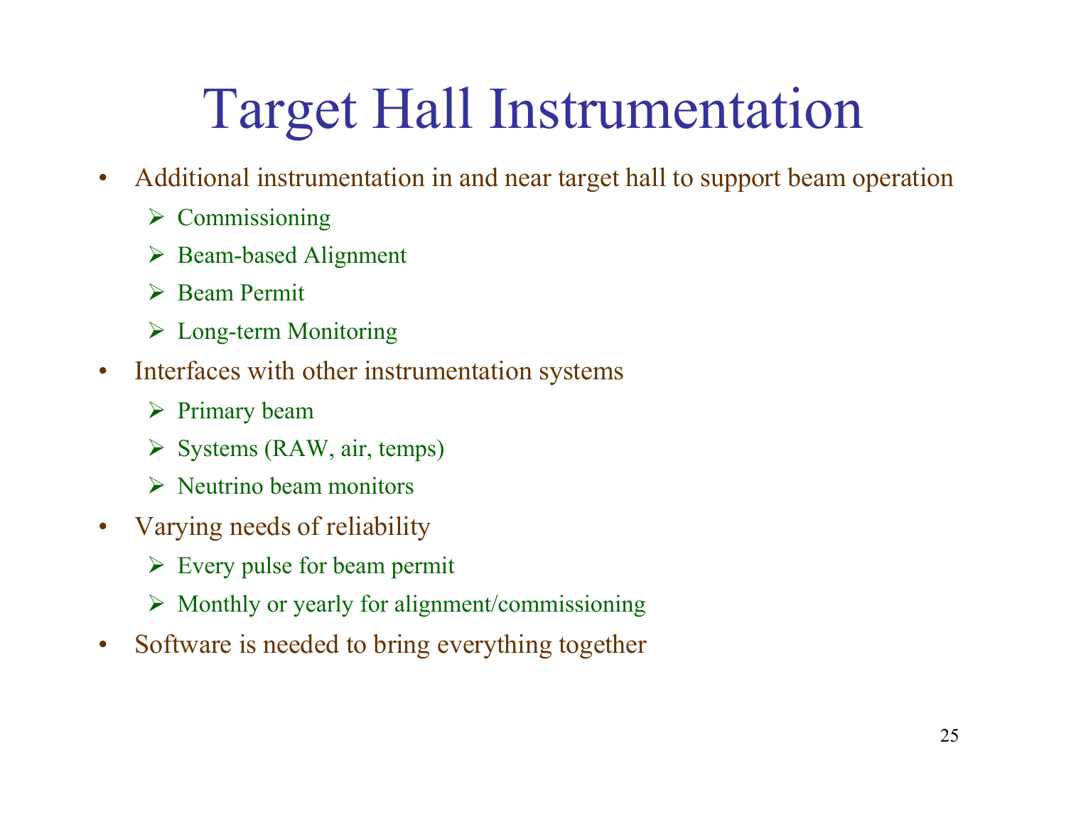# Target Hall Instrumentation

- Additional instrumentation in and near target hall to support beam operation
  - Commissioning
  - Beam-based Alignment
  - Beam Permit
  - Long-term Monitoring
- Interfaces with other instrumentation systems
  - Primary beam
  - Systems (RAW, air, temps)
  - Neutrino beam monitors
- Varying needs of reliability
  - Every pulse for beam permit
  - Monthly or yearly for alignment/commissioning
- Software is needed to bring everything together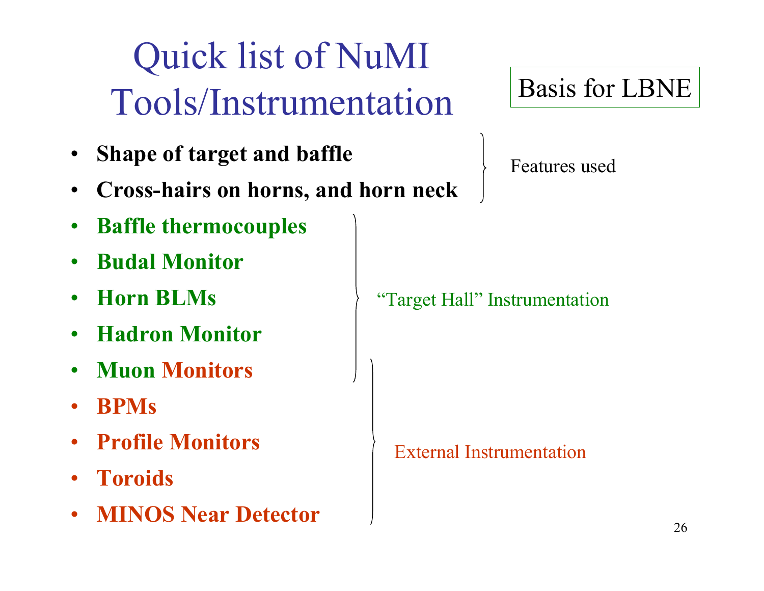# Quick list of NuMI Tools/Instrumentation

Basis for LBNE

- **Shape of target and baffle**
- **Cross-hairs on horns, and horn neck**

Features used

- **Baffle thermocouples**
- **Budal Monitor**
- **Horn BLMs**
- **Hadron Monitor**
- **Muon Monitors**

"Target Hall" Instrumentation

- **BPMs**
- **Profile Monitors**
- **Toroids**
- **MINOS Near Detector**

External Instrumentation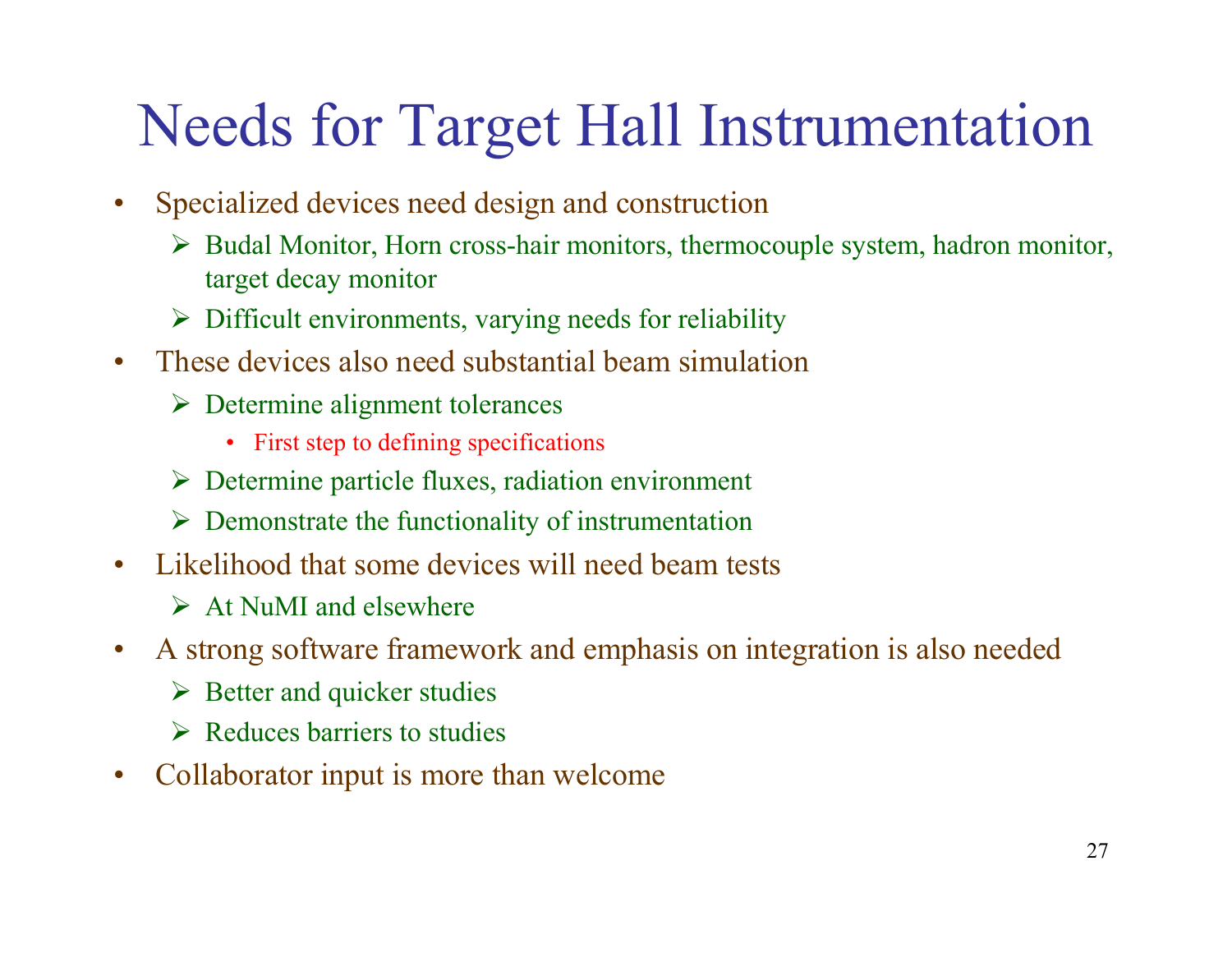# Needs for Target Hall Instrumentation

- Specialized devices need design and construction
  - Budal Monitor, Horn cross-hair monitors, thermocouple system, hadron monitor, target decay monitor
  - Difficult environments, varying needs for reliability
- These devices also need substantial beam simulation
  - Determine alignment tolerances
    - First step to defining specifications
  - Determine particle fluxes, radiation environment
  - Demonstrate the functionality of instrumentation
- Likelihood that some devices will need beam tests
  - At NuMI and elsewhere
- A strong software framework and emphasis on integration is also needed
  - Better and quicker studies
  - Reduces barriers to studies
- Collaborator input is more than welcome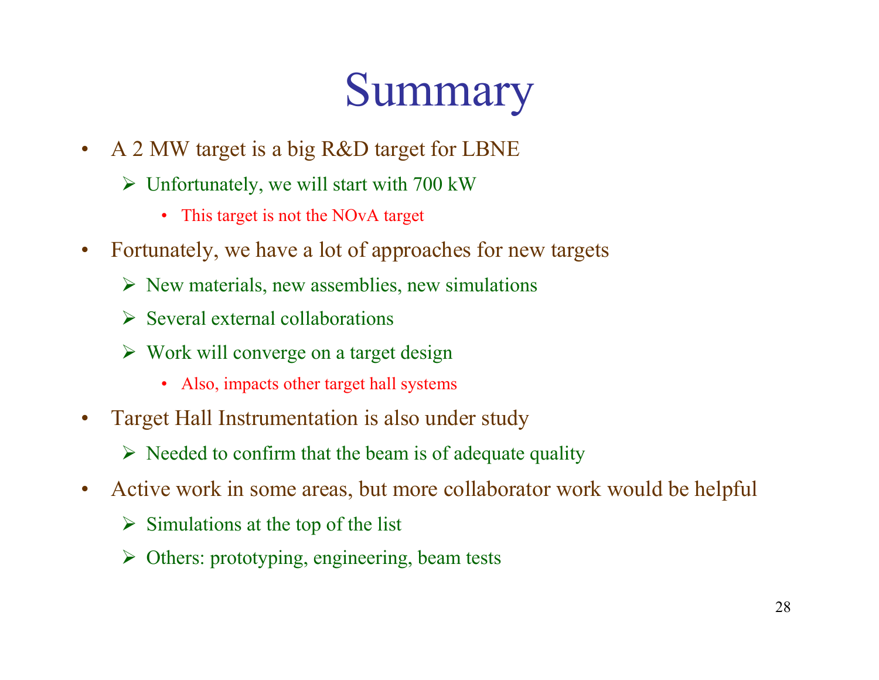# Summary

- A 2 MW target is a big R&D target for LBNE
  - Unfortunately, we will start with 700 kW
    - This target is not the NOvA target
- Fortunately, we have a lot of approaches for new targets
  - New materials, new assemblies, new simulations
  - Several external collaborations
  - Work will converge on a target design
    - Also, impacts other target hall systems
- Target Hall Instrumentation is also under study
  - Needed to confirm that the beam is of adequate quality
- Active work in some areas, but more collaborator work would be helpful
  - Simulations at the top of the list
  - Others: prototyping, engineering, beam tests